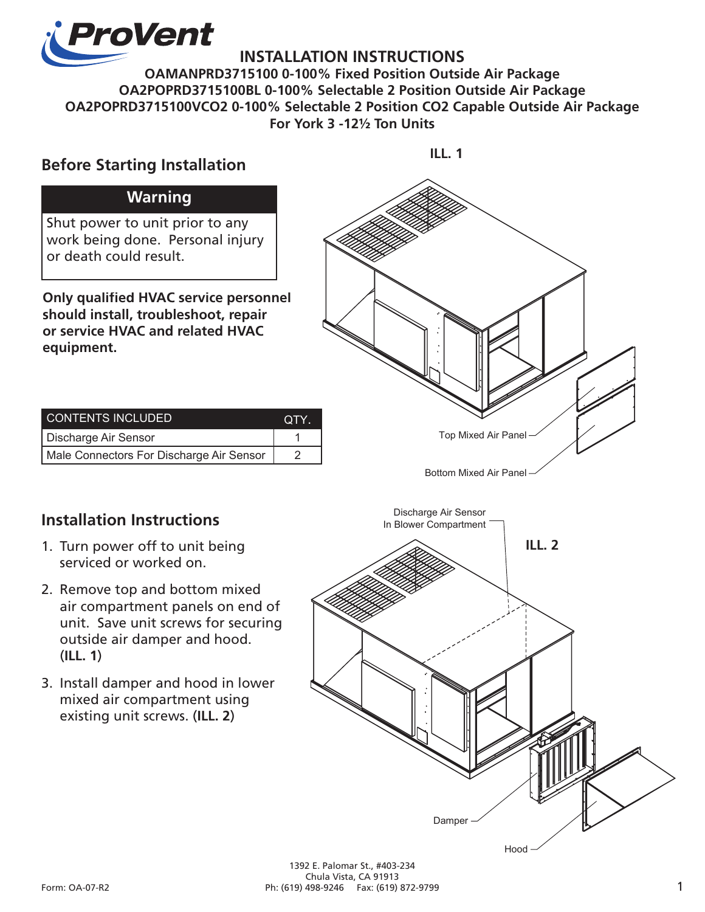# ProVent

## INSTALLATION INSTRUCTIONS

**OAMANPRD3715100 0-100% Fixed Position Outside Air Package**
**OA2POPRD3715100BL 0-100% Selectable 2 Position Outside Air Package**
**OA2POPRD3715100VCO2 0-100% Selectable 2 Position CO2 Capable Outside Air Package**
**For York 3 -12½ Ton Units**

## Before Starting Installation

| Warning |
|---|
| Shut power to unit prior to any work being done. Personal injury or death could result. |

**Only qualified HVAC service personnel should install, troubleshoot, repair or service HVAC and related HVAC equipment.**

| CONTENTS INCLUDED | QTY. |
|---|---|
| Discharge Air Sensor | 1 |
| Male Connectors For Discharge Air Sensor | 2 |

**ILL. 1**

Top Mixed Air Panel

Bottom Mixed Air Panel

## Installation Instructions

1. Turn power off to unit being serviced or worked on.
2. Remove top and bottom mixed air compartment panels on end of unit. Save unit screws for securing outside air damper and hood. **(ILL. 1)**
3. Install damper and hood in lower mixed air compartment using existing unit screws. (**ILL. 2**)

**ILL. 2**

Discharge Air Sensor In Blower Compartment

Damper

Hood

Form: OA-07-R2

1392 E. Palomar St., #403-234
Chula Vista, CA 91913
Ph: (619) 498-9246 Fax: (619) 872-9799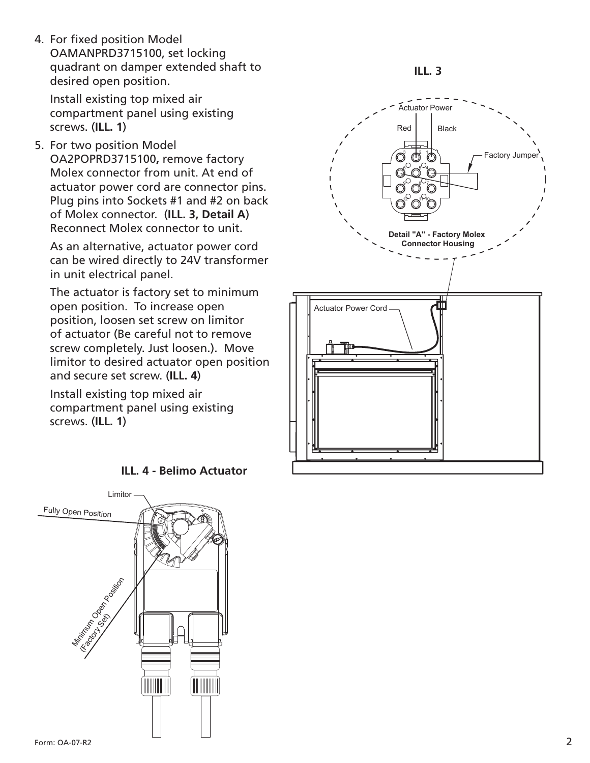4. For fixed position Model OAMANPRD3715100, set locking quadrant on damper extended shaft to desired open position.

   Install existing top mixed air compartment panel using existing screws. (**ILL. 1**)

5. For two position Model OA2POPRD3715100**,** remove factory Molex connector from unit. At end of actuator power cord are connector pins. Plug pins into Sockets #1 and #2 on back of Molex connector. (**ILL. 3, Detail A**) Reconnect Molex connector to unit.

   As an alternative, actuator power cord can be wired directly to 24V transformer in unit electrical panel.

   The actuator is factory set to minimum open position. To increase open position, loosen set screw on limitor of actuator (Be careful not to remove screw completely. Just loosen.). Move limitor to desired actuator open position and secure set screw. (**ILL. 4**)

   Install existing top mixed air compartment panel using existing screws. (**ILL. 1**)

**ILL. 3**

Actuator Power

Red

Black

Factory Jumper

Detail "A" - Factory Molex Connector Housing

Actuator Power Cord

**ILL. 4 - Belimo Actuator**

Limitor

Fully Open Position

Minimum Open Position (Factory Set)

Form: OA-07-R2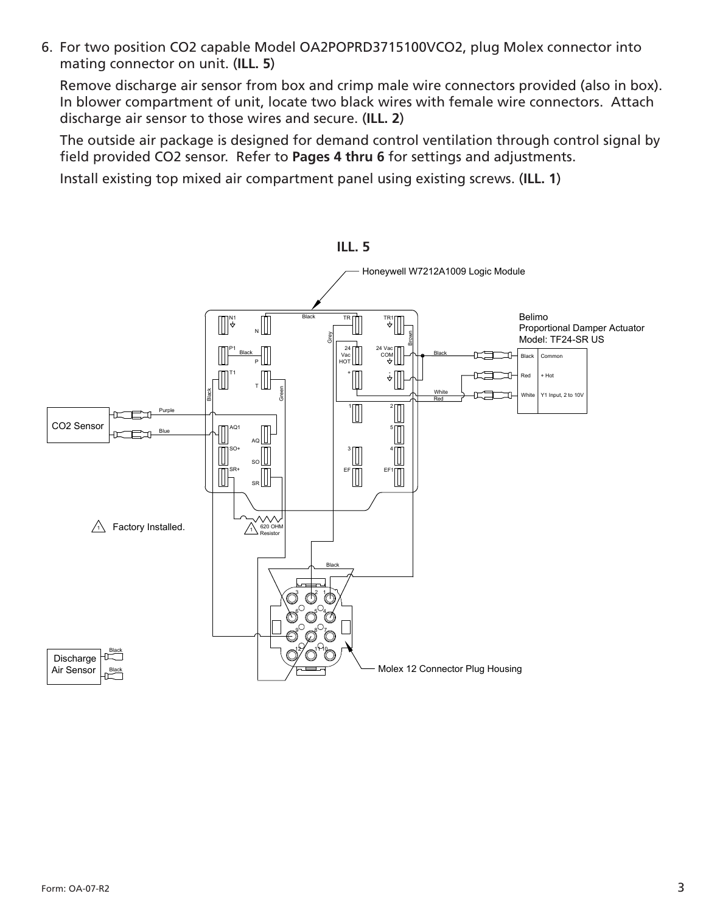6. For two position CO2 capable Model OA2POPRD3715100VCO2, plug Molex connector into mating connector on unit. (**ILL. 5**)

   Remove discharge air sensor from box and crimp male wire connectors provided (also in box). In blower compartment of unit, locate two black wires with female wire connectors. Attach discharge air sensor to those wires and secure. (**ILL. 2**)

   The outside air package is designed for demand control ventilation through control signal by field provided CO2 sensor. Refer to **Pages 4 thru 6** for settings and adjustments.

   Install existing top mixed air compartment panel using existing screws. (**ILL. 1**)

**ILL. 5**

Honeywell W7212A1009 Logic Module

N1
N
TR
TR1
P1
P
24 Vac HOT
24 Vac COM
T1
T
+
-
1
2
5
3
4
EF
EF1
AQ1
AQ
SO+
SO
SR+
SR
Black
Grey
Brown
Green
White
Red
Purple
Blue

CO2 Sensor

Belimo
Proportional Damper Actuator
Model: TF24-SR US

Black Common
Red + Hot
White Y1 Input, 2 to 10V

Factory Installed.

620 OHM Resistor

Molex 12 Connector Plug Housing

1 2 3 4 5 6 7 8 9 10 11 12

Discharge Air Sensor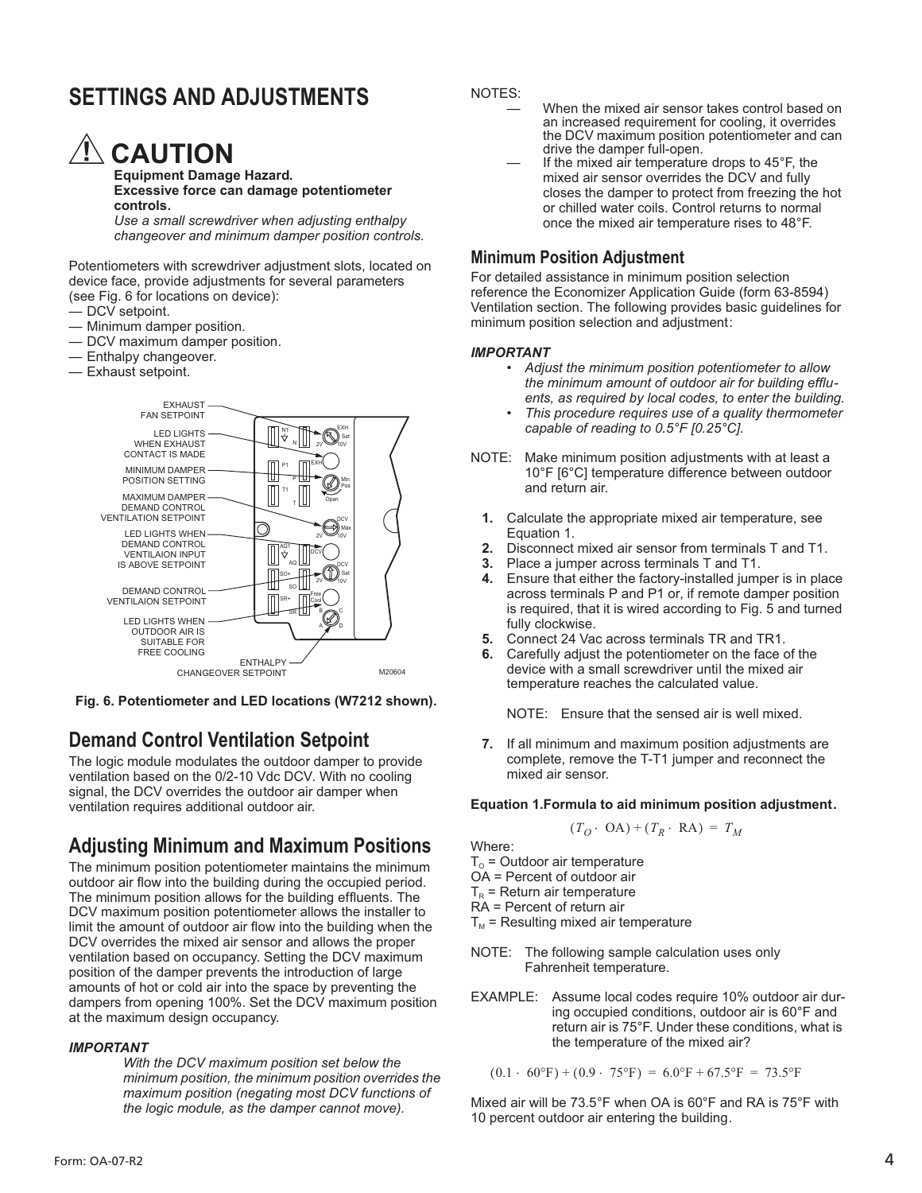# SETTINGS AND ADJUSTMENTS

## ⚠ CAUTION

**Equipment Damage Hazard.**
**Excessive force can damage potentiometer controls.**
*Use a small screwdriver when adjusting enthalpy changeover and minimum damper position controls.*

Potentiometers with screwdriver adjustment slots, located on device face, provide adjustments for several parameters (see Fig. 6 for locations on device):
— DCV setpoint.
— Minimum damper position.
— DCV maximum damper position.
— Enthalpy changeover.
— Exhaust setpoint.

EXHAUST FAN SETPOINT
LED LIGHTS WHEN EXHAUST CONTACT IS MADE
MINIMUM DAMPER POSITION SETTING
MAXIMUM DAMPER DEMAND CONTROL VENTILATION SETPOINT
LED LIGHTS WHEN DEMAND CONTROL VENTILAION INPUT IS ABOVE SETPOINT
DEMAND CONTROL VENTILAION SETPOINT
LED LIGHTS WHEN OUTDOOR AIR IS SUITABLE FOR FREE COOLING
ENTHALPY CHANGEOVER SETPOINT
N1 N P1 P T1 T AQ1 AQ SO+ SO SR+ SR
EXH Set 2V 10V EXH Min Pos Open DCV Max 2V 10V DCV DCV Set 2V 10V Free Cool A B C D
M20604

**Fig. 6. Potentiometer and LED locations (W7212 shown).**

## Demand Control Ventilation Setpoint

The logic module modulates the outdoor damper to provide ventilation based on the 0/2-10 Vdc DCV. With no cooling signal, the DCV overrides the outdoor air damper when ventilation requires additional outdoor air.

## Adjusting Minimum and Maximum Positions

The minimum position potentiometer maintains the minimum outdoor air flow into the building during the occupied period. The minimum position allows for the building effluents. The DCV maximum position potentiometer allows the installer to limit the amount of outdoor air flow into the building when the DCV overrides the mixed air sensor and allows the proper ventilation based on occupancy. Setting the DCV maximum position of the damper prevents the introduction of large amounts of hot or cold air into the space by preventing the dampers from opening 100%. Set the DCV maximum position at the maximum design occupancy.

***IMPORTANT***

*With the DCV maximum position set below the minimum position, the minimum position overrides the maximum position (negating most DCV functions of the logic module, as the damper cannot move).*

NOTES:
— When the mixed air sensor takes control based on an increased requirement for cooling, it overrides the DCV maximum position potentiometer and can drive the damper full-open.
— If the mixed air temperature drops to 45°F, the mixed air sensor overrides the DCV and fully closes the damper to protect from freezing the hot or chilled water coils. Control returns to normal once the mixed air temperature rises to 48°F.

## Minimum Position Adjustment

For detailed assistance in minimum position selection reference the Economizer Application Guide (form 63-8594) Ventilation section. The following provides basic guidelines for minimum position selection and adjustment:

***IMPORTANT***

- *Adjust the minimum position potentiometer to allow the minimum amount of outdoor air for building effluents, as required by local codes, to enter the building.*
- *This procedure requires use of a quality thermometer capable of reading to 0.5°F [0.25°C].*

NOTE: Make minimum position adjustments with at least a 10°F [6°C] temperature difference between outdoor and return air.

1. Calculate the appropriate mixed air temperature, see Equation 1.
2. Disconnect mixed air sensor from terminals T and T1.
3. Place a jumper across terminals T and T1.
4. Ensure that either the factory-installed jumper is in place across terminals P and P1 or, if remote damper position is required, that it is wired according to Fig. 5 and turned fully clockwise.
5. Connect 24 Vac across terminals TR and TR1.
6. Carefully adjust the potentiometer on the face of the device with a small screwdriver until the mixed air temperature reaches the calculated value.

   NOTE: Ensure that the sensed air is well mixed.

7. If all minimum and maximum position adjustments are complete, remove the T-T1 jumper and reconnect the mixed air sensor.

**Equation 1.Formula to aid minimum position adjustment.**

$$(T_O \cdot \text{OA}) + (T_R \cdot \text{RA}) = T_M$$

Where:
$T_O$ = Outdoor air temperature
OA = Percent of outdoor air
$T_R$ = Return air temperature
RA = Percent of return air
$T_M$ = Resulting mixed air temperature

NOTE: The following sample calculation uses only Fahrenheit temperature.

EXAMPLE: Assume local codes require 10% outdoor air during occupied conditions, outdoor air is 60°F and return air is 75°F. Under these conditions, what is the temperature of the mixed air?

$$(0.1 \cdot 60°\text{F}) + (0.9 \cdot 75°\text{F}) = 6.0°\text{F} + 67.5°\text{F} = 73.5°\text{F}$$

Mixed air will be 73.5°F when OA is 60°F and RA is 75°F with 10 percent outdoor air entering the building.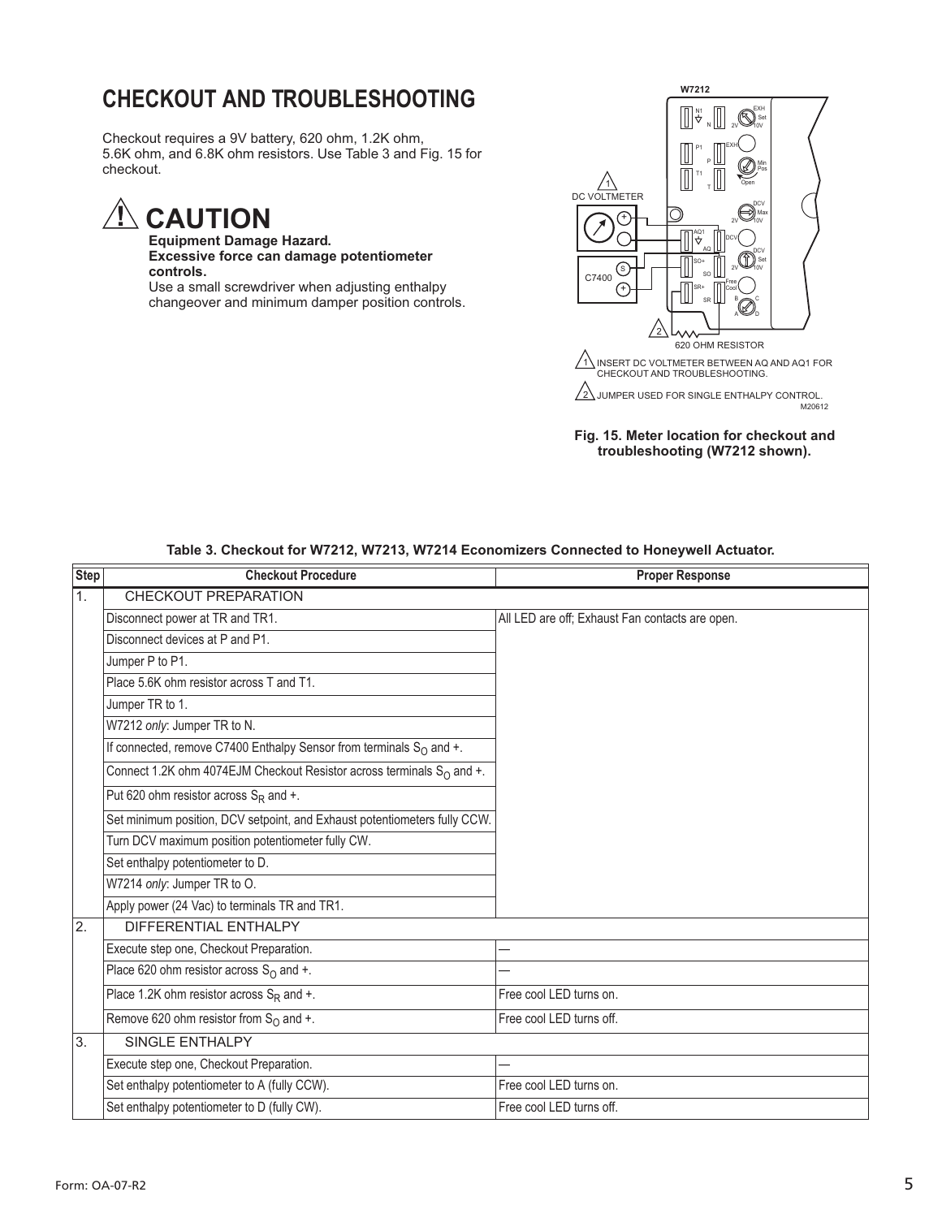# CHECKOUT AND TROUBLESHOOTING

Checkout requires a 9V battery, 620 ohm, 1.2K ohm, 5.6K ohm, and 6.8K ohm resistors. Use Table 3 and Fig. 15 for checkout.

## ⚠ CAUTION

**Equipment Damage Hazard.**
**Excessive force can damage potentiometer controls.**
Use a small screwdriver when adjusting enthalpy changeover and minimum damper position controls.

W7212

N1
N
EXH Set
2V 10V
P1
P
EXH
Min Pos
Open
T1
T
1
DC VOLTMETER
DCV Max
2V 10V
AQ1
AQ
DCV
DCV Set
2V 10V
C7400
S
+
SO+
SO
SR+
SR
Free Cool
B C
A D
2
620 OHM RESISTOR

1 INSERT DC VOLTMETER BETWEEN AQ AND AQ1 FOR CHECKOUT AND TROUBLESHOOTING.

2 JUMPER USED FOR SINGLE ENTHALPY CONTROL.

M20612

**Fig. 15. Meter location for checkout and troubleshooting (W7212 shown).**

**Table 3. Checkout for W7212, W7213, W7214 Economizers Connected to Honeywell Actuator.**

| Step | Checkout Procedure | Proper Response |
|---|---|---|
| 1. | CHECKOUT PREPARATION | |
| | Disconnect power at TR and TR1. | All LED are off; Exhaust Fan contacts are open. |
| | Disconnect devices at P and P1. | |
| | Jumper P to P1. | |
| | Place 5.6K ohm resistor across T and T1. | |
| | Jumper TR to 1. | |
| | W7212 *only*: Jumper TR to N. | |
| | If connected, remove C7400 Enthalpy Sensor from terminals $S_O$ and +. | |
| | Connect 1.2K ohm 4074EJM Checkout Resistor across terminals $S_O$ and +. | |
| | Put 620 ohm resistor across $S_R$ and +. | |
| | Set minimum position, DCV setpoint, and Exhaust potentiometers fully CCW. | |
| | Turn DCV maximum position potentiometer fully CW. | |
| | Set enthalpy potentiometer to D. | |
| | W7214 *only*: Jumper TR to O. | |
| | Apply power (24 Vac) to terminals TR and TR1. | |
| 2. | DIFFERENTIAL ENTHALPY | |
| | Execute step one, Checkout Preparation. | — |
| | Place 620 ohm resistor across $S_O$ and +. | — |
| | Place 1.2K ohm resistor across $S_R$ and +. | Free cool LED turns on. |
| | Remove 620 ohm resistor from $S_O$ and +. | Free cool LED turns off. |
| 3. | SINGLE ENTHALPY | |
| | Execute step one, Checkout Preparation. | — |
| | Set enthalpy potentiometer to A (fully CCW). | Free cool LED turns on. |
| | Set enthalpy potentiometer to D (fully CW). | Free cool LED turns off. |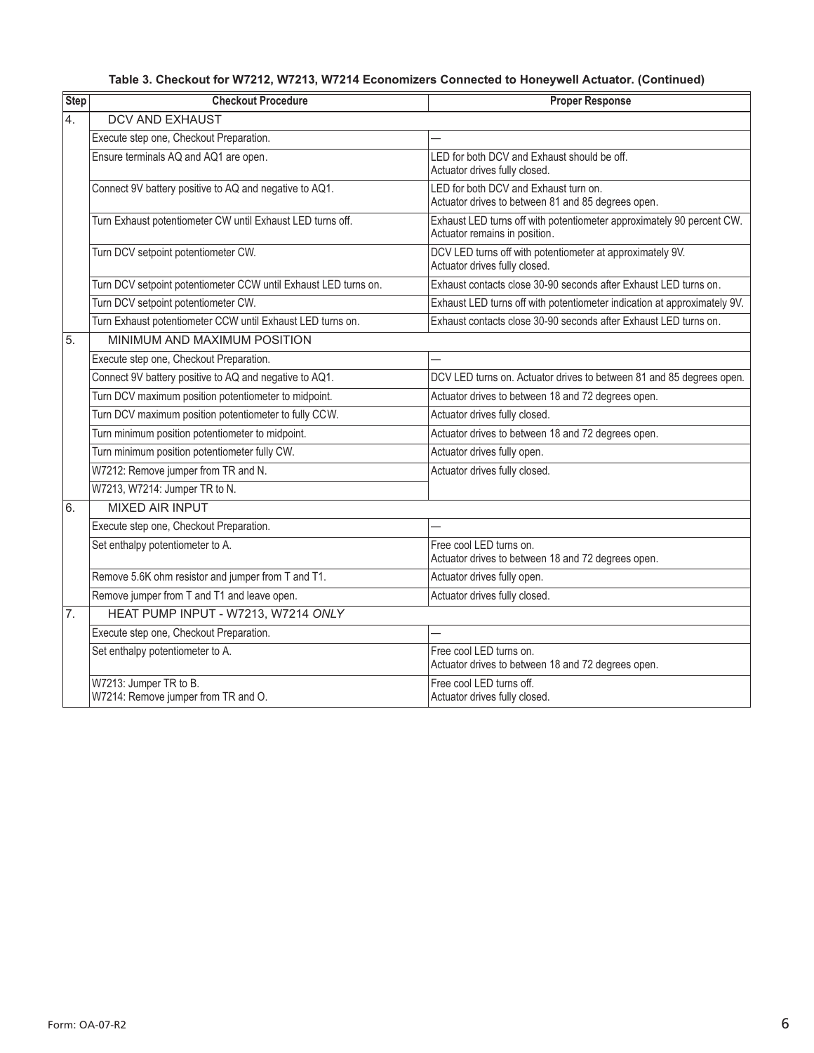**Table 3. Checkout for W7212, W7213, W7214 Economizers Connected to Honeywell Actuator. (Continued)**

| Step | Checkout Procedure | Proper Response |
|---|---|---|
| 4. | DCV AND EXHAUST | |
| | Execute step one, Checkout Preparation. | — |
| | Ensure terminals AQ and AQ1 are open. | LED for both DCV and Exhaust should be off.<br>Actuator drives fully closed. |
| | Connect 9V battery positive to AQ and negative to AQ1. | LED for both DCV and Exhaust turn on.<br>Actuator drives to between 81 and 85 degrees open. |
| | Turn Exhaust potentiometer CW until Exhaust LED turns off. | Exhaust LED turns off with potentiometer approximately 90 percent CW.<br>Actuator remains in position. |
| | Turn DCV setpoint potentiometer CW. | DCV LED turns off with potentiometer at approximately 9V.<br>Actuator drives fully closed. |
| | Turn DCV setpoint potentiometer CCW until Exhaust LED turns on. | Exhaust contacts close 30-90 seconds after Exhaust LED turns on. |
| | Turn DCV setpoint potentiometer CW. | Exhaust LED turns off with potentiometer indication at approximately 9V. |
| | Turn Exhaust potentiometer CCW until Exhaust LED turns on. | Exhaust contacts close 30-90 seconds after Exhaust LED turns on. |
| 5. | MINIMUM AND MAXIMUM POSITION | |
| | Execute step one, Checkout Preparation. | — |
| | Connect 9V battery positive to AQ and negative to AQ1. | DCV LED turns on. Actuator drives to between 81 and 85 degrees open. |
| | Turn DCV maximum position potentiometer to midpoint. | Actuator drives to between 18 and 72 degrees open. |
| | Turn DCV maximum position potentiometer to fully CCW. | Actuator drives fully closed. |
| | Turn minimum position potentiometer to midpoint. | Actuator drives to between 18 and 72 degrees open. |
| | Turn minimum position potentiometer fully CW. | Actuator drives fully open. |
| | W7212: Remove jumper from TR and N.<br>W7213, W7214: Jumper TR to N. | Actuator drives fully closed. |
| 6. | MIXED AIR INPUT | |
| | Execute step one, Checkout Preparation. | — |
| | Set enthalpy potentiometer to A. | Free cool LED turns on.<br>Actuator drives to between 18 and 72 degrees open. |
| | Remove 5.6K ohm resistor and jumper from T and T1. | Actuator drives fully open. |
| | Remove jumper from T and T1 and leave open. | Actuator drives fully closed. |
| 7. | HEAT PUMP INPUT - W7213, W7214 *ONLY* | |
| | Execute step one, Checkout Preparation. | — |
| | Set enthalpy potentiometer to A. | Free cool LED turns on.<br>Actuator drives to between 18 and 72 degrees open. |
| | W7213: Jumper TR to B.<br>W7214: Remove jumper from TR and O. | Free cool LED turns off.<br>Actuator drives fully closed. |

Form: OA-07-R2